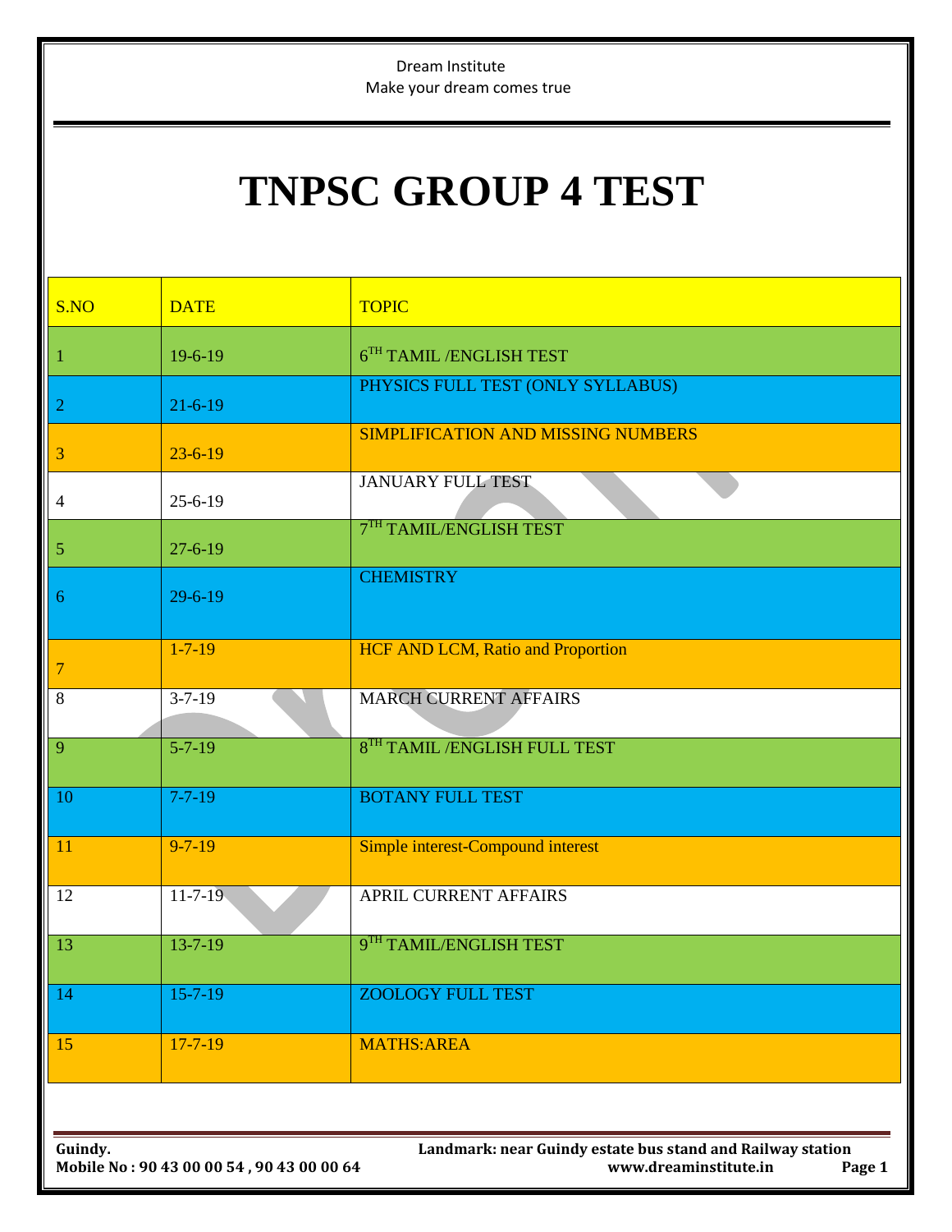Dream Institute
Make your dream comes true

# TNPSC GROUP 4 TEST

| S.NO | DATE | TOPIC |
|---|---|---|
| 1 | 19-6-19 | 6[TH] TAMIL /ENGLISH TEST |
| 2 | 21-6-19 | PHYSICS FULL TEST (ONLY SYLLABUS) |
| 3 | 23-6-19 | SIMPLIFICATION AND MISSING NUMBERS |
| 4 | 25-6-19 | JANUARY FULL TEST |
| 5 | 27-6-19 | 7[TH] TAMIL/ENGLISH TEST |
| 6 | 29-6-19 | CHEMISTRY |
| 7 | 1-7-19 | HCF AND LCM, Ratio and Proportion |
| 8 | 3-7-19 | MARCH CURRENT AFFAIRS |
| 9 | 5-7-19 | 8[TH] TAMIL /ENGLISH FULL TEST |
| 10 | 7-7-19 | BOTANY FULL TEST |
| 11 | 9-7-19 | Simple interest-Compound interest |
| 12 | 11-7-19 | APRIL CURRENT AFFAIRS |
| 13 | 13-7-19 | 9[TH] TAMIL/ENGLISH TEST |
| 14 | 15-7-19 | ZOOLOGY FULL TEST |
| 15 | 17-7-19 | MATHS:AREA |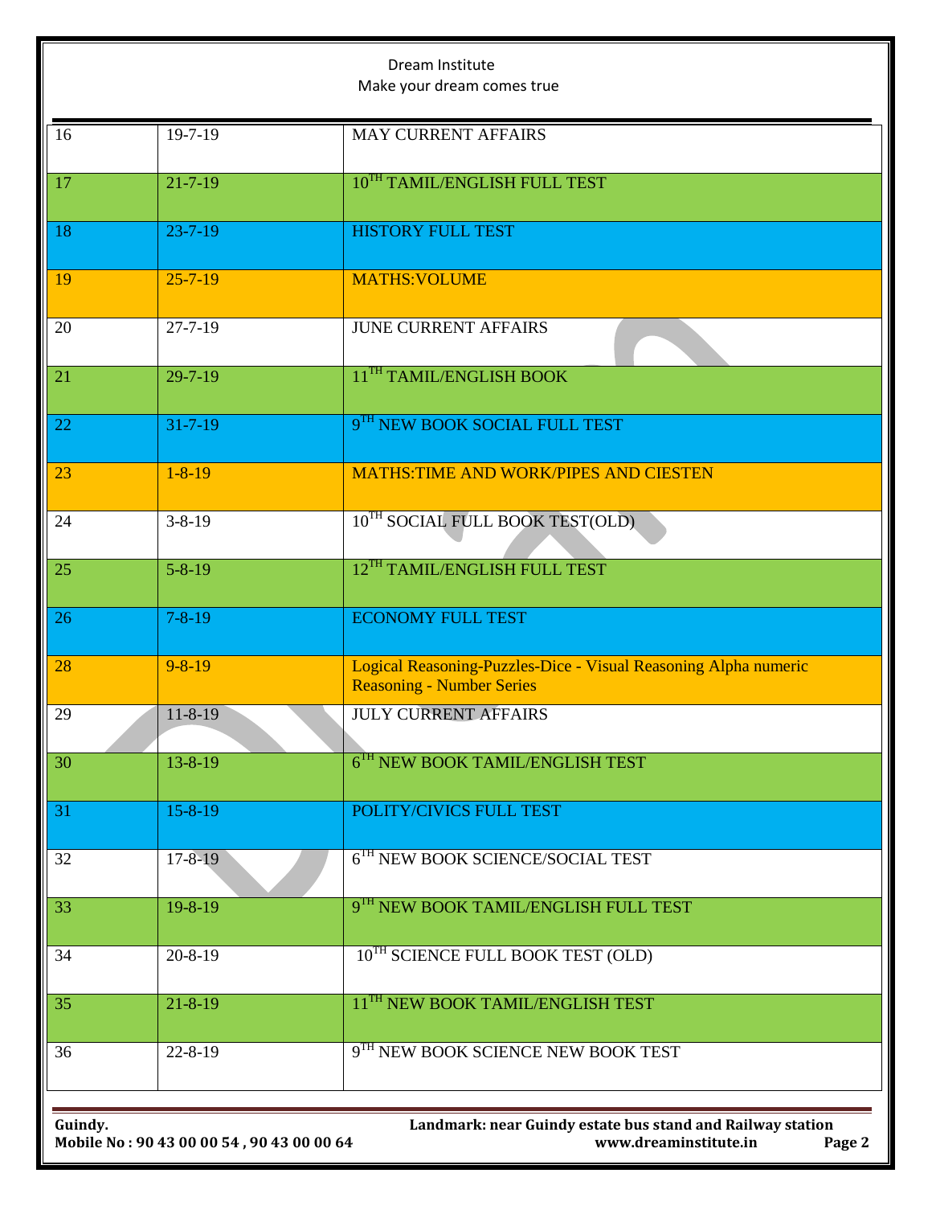| | | |
|---|---|---|
| 16 | 19-7-19 | MAY CURRENT AFFAIRS |
| 17 | 21-7-19 | 10TH TAMIL/ENGLISH FULL TEST |
| 18 | 23-7-19 | HISTORY FULL TEST |
| 19 | 25-7-19 | MATHS:VOLUME |
| 20 | 27-7-19 | JUNE CURRENT AFFAIRS |
| 21 | 29-7-19 | 11TH TAMIL/ENGLISH BOOK |
| 22 | 31-7-19 | 9TH NEW BOOK SOCIAL FULL TEST |
| 23 | 1-8-19 | MATHS:TIME AND WORK/PIPES AND CIESTEN |
| 24 | 3-8-19 | 10TH SOCIAL FULL BOOK TEST(OLD) |
| 25 | 5-8-19 | 12TH TAMIL/ENGLISH FULL TEST |
| 26 | 7-8-19 | ECONOMY FULL TEST |
| 28 | 9-8-19 | Logical Reasoning-Puzzles-Dice - Visual Reasoning Alpha numeric Reasoning - Number Series |
| 29 | 11-8-19 | JULY CURRENT AFFAIRS |
| 30 | 13-8-19 | 6TH NEW BOOK TAMIL/ENGLISH TEST |
| 31 | 15-8-19 | POLITY/CIVICS FULL TEST |
| 32 | 17-8-19 | 6TH NEW BOOK SCIENCE/SOCIAL TEST |
| 33 | 19-8-19 | 9TH NEW BOOK TAMIL/ENGLISH FULL TEST |
| 34 | 20-8-19 | 10TH SCIENCE FULL BOOK TEST (OLD) |
| 35 | 21-8-19 | 11TH NEW BOOK TAMIL/ENGLISH TEST |
| 36 | 22-8-19 | 9TH NEW BOOK SCIENCE NEW BOOK TEST |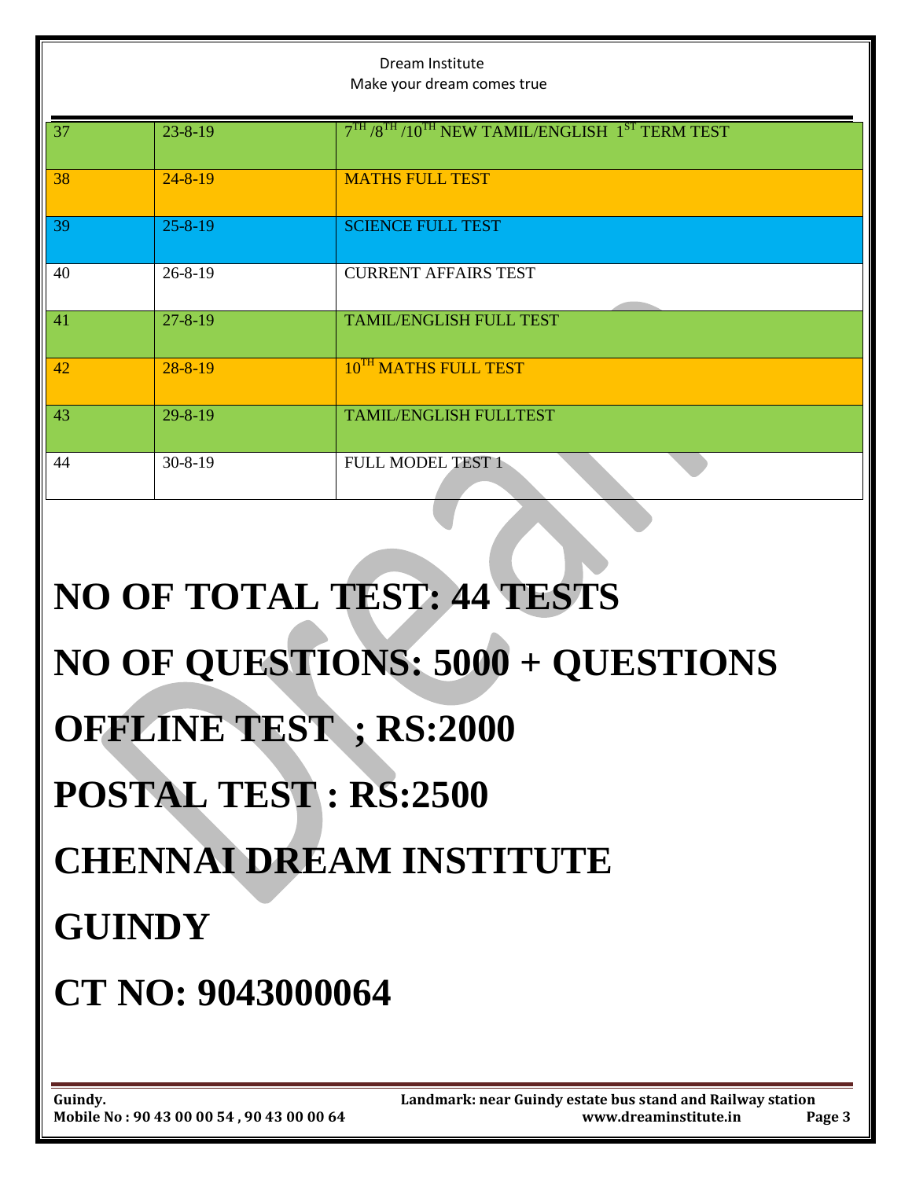| 37 | 23-8-19 | 7TH /8TH /10TH NEW TAMIL/ENGLISH 1ST TERM TEST |
|---|---|---|
| 38 | 24-8-19 | MATHS FULL TEST |
| 39 | 25-8-19 | SCIENCE FULL TEST |
| 40 | 26-8-19 | CURRENT AFFAIRS TEST |
| 41 | 27-8-19 | TAMIL/ENGLISH FULL TEST |
| 42 | 28-8-19 | 10TH MATHS FULL TEST |
| 43 | 29-8-19 | TAMIL/ENGLISH FULLTEST |
| 44 | 30-8-19 | FULL MODEL TEST 1 |

# NO OF TOTAL TEST: 44 TESTS

# NO OF QUESTIONS: 5000 + QUESTIONS

# OFFLINE TEST ; RS:2000

# POSTAL TEST : RS:2500

# CHENNAI DREAM INSTITUTE

# GUINDY

# CT NO: 9043000064